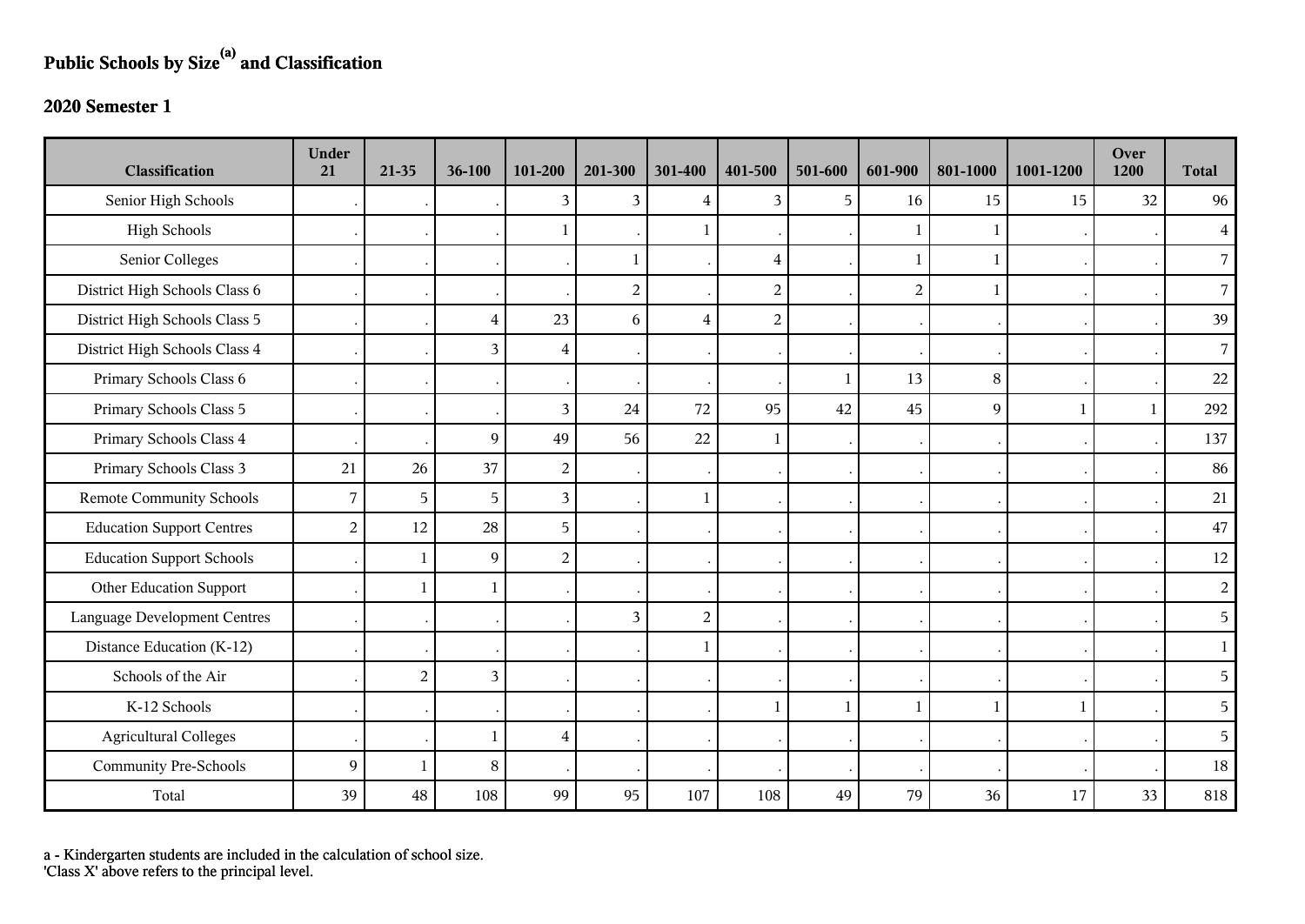# Public Schools by Size[a] and Classification

## 2020 Semester 1

| Classification | Under 21 | 21-35 | 36-100 | 101-200 | 201-300 | 301-400 | 401-500 | 501-600 | 601-900 | 801-1000 | 1001-1200 | Over 1200 | Total |
|---|---|---|---|---|---|---|---|---|---|---|---|---|---|
| Senior High Schools | . | . | . | 3 | 3 | 4 | 3 | 5 | 16 | 15 | 15 | 32 | 96 |
| High Schools | . | . | . | 1 | . | 1 | . | . | 1 | 1 | . | . | 4 |
| Senior Colleges | . | . | . | . | 1 | . | 4 | . | 1 | 1 | . | . | 7 |
| District High Schools Class 6 | . | . | . | . | 2 | . | 2 | . | 2 | 1 | . | . | 7 |
| District High Schools Class 5 | . | . | 4 | 23 | 6 | 4 | 2 | . | . | . | . | . | 39 |
| District High Schools Class 4 | . | . | 3 | 4 | . | . | . | . | . | . | . | . | 7 |
| Primary Schools Class 6 | . | . | . | . | . | . | . | 1 | 13 | 8 | . | . | 22 |
| Primary Schools Class 5 | . | . | . | 3 | 24 | 72 | 95 | 42 | 45 | 9 | 1 | 1 | 292 |
| Primary Schools Class 4 | . | . | 9 | 49 | 56 | 22 | 1 | . | . | . | . | . | 137 |
| Primary Schools Class 3 | 21 | 26 | 37 | 2 | . | . | . | . | . | . | . | . | 86 |
| Remote Community Schools | 7 | 5 | 5 | 3 | . | 1 | . | . | . | . | . | . | 21 |
| Education Support Centres | 2 | 12 | 28 | 5 | . | . | . | . | . | . | . | . | 47 |
| Education Support Schools | . | 1 | 9 | 2 | . | . | . | . | . | . | . | . | 12 |
| Other Education Support | . | 1 | 1 | . | . | . | . | . | . | . | . | . | 2 |
| Language Development Centres | . | . | . | . | 3 | 2 | . | . | . | . | . | . | 5 |
| Distance Education (K-12) | . | . | . | . | . | 1 | . | . | . | . | . | . | 1 |
| Schools of the Air | . | 2 | 3 | . | . | . | . | . | . | . | . | . | 5 |
| K-12 Schools | . | . | . | . | . | . | 1 | 1 | 1 | 1 | 1 | . | 5 |
| Agricultural Colleges | . | . | 1 | 4 | . | . | . | . | . | . | . | . | 5 |
| Community Pre-Schools | 9 | 1 | 8 | . | . | . | . | . | . | . | . | . | 18 |
| Total | 39 | 48 | 108 | 99 | 95 | 107 | 108 | 49 | 79 | 36 | 17 | 33 | 818 |

a - Kindergarten students are included in the calculation of school size.
'Class X' above refers to the principal level.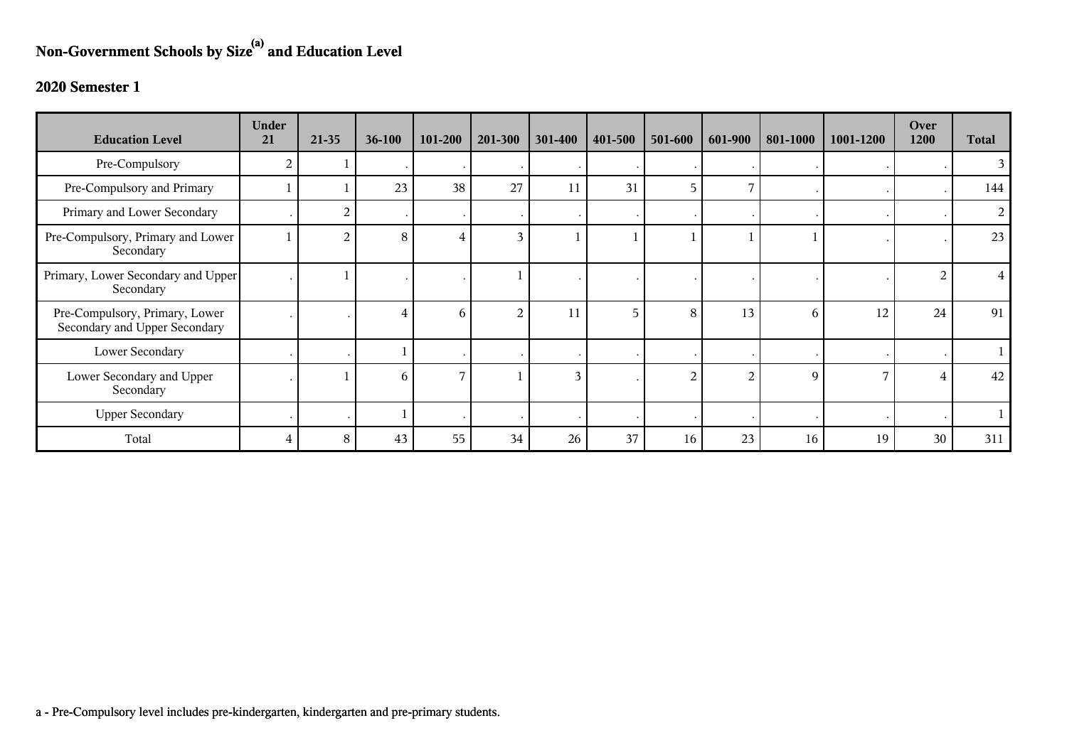**Non-Government Schools by Size[(a)] and Education Level**

**2020 Semester 1**

| Education Level | Under 21 | 21-35 | 36-100 | 101-200 | 201-300 | 301-400 | 401-500 | 501-600 | 601-900 | 801-1000 | 1001-1200 | Over 1200 | Total |
|---|---|---|---|---|---|---|---|---|---|---|---|---|---|
| Pre-Compulsory | 2 | 1 | . | . | . | . | . | . | . | . | . | . | 3 |
| Pre-Compulsory and Primary | 1 | 1 | 23 | 38 | 27 | 11 | 31 | 5 | 7 | . | . | . | 144 |
| Primary and Lower Secondary | . | 2 | . | . | . | . | . | . | . | . | . | . | 2 |
| Pre-Compulsory, Primary and Lower Secondary | 1 | 2 | 8 | 4 | 3 | 1 | 1 | 1 | 1 | 1 | . | . | 23 |
| Primary, Lower Secondary and Upper Secondary | . | 1 | . | . | 1 | . | . | . | . | . | . | 2 | 4 |
| Pre-Compulsory, Primary, Lower Secondary and Upper Secondary | . | . | 4 | 6 | 2 | 11 | 5 | 8 | 13 | 6 | 12 | 24 | 91 |
| Lower Secondary | . | . | 1 | . | . | . | . | . | . | . | . | . | 1 |
| Lower Secondary and Upper Secondary | . | 1 | 6 | 7 | 1 | 3 | . | 2 | 2 | 9 | 7 | 4 | 42 |
| Upper Secondary | . | . | 1 | . | . | . | . | . | . | . | . | . | 1 |
| Total | 4 | 8 | 43 | 55 | 34 | 26 | 37 | 16 | 23 | 16 | 19 | 30 | 311 |

a - Pre-Compulsory level includes pre-kindergarten, kindergarten and pre-primary students.